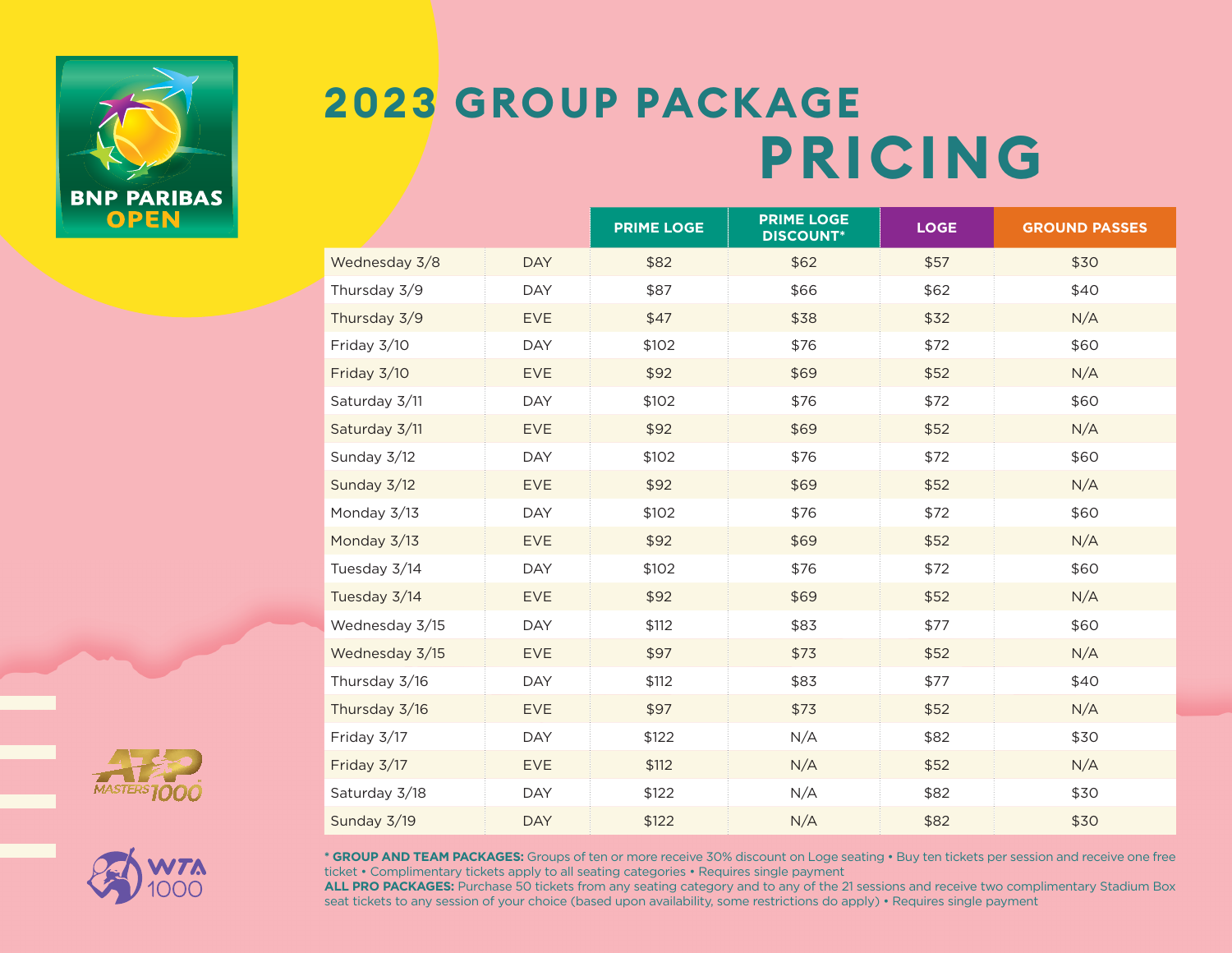BNP PARIBAS OPEN

# 2023 GROUP PACKAGE PRICING

| | | PRIME LOGE | PRIME LOGE DISCOUNT* | LOGE | GROUND PASSES |
|---|---|---|---|---|---|
| Wednesday 3/8 | DAY | $82 | $62 | $57 | $30 |
| Thursday 3/9 | DAY | $87 | $66 | $62 | $40 |
| Thursday 3/9 | EVE | $47 | $38 | $32 | N/A |
| Friday 3/10 | DAY | $102 | $76 | $72 | $60 |
| Friday 3/10 | EVE | $92 | $69 | $52 | N/A |
| Saturday 3/11 | DAY | $102 | $76 | $72 | $60 |
| Saturday 3/11 | EVE | $92 | $69 | $52 | N/A |
| Sunday 3/12 | DAY | $102 | $76 | $72 | $60 |
| Sunday 3/12 | EVE | $92 | $69 | $52 | N/A |
| Monday 3/13 | DAY | $102 | $76 | $72 | $60 |
| Monday 3/13 | EVE | $92 | $69 | $52 | N/A |
| Tuesday 3/14 | DAY | $102 | $76 | $72 | $60 |
| Tuesday 3/14 | EVE | $92 | $69 | $52 | N/A |
| Wednesday 3/15 | DAY | $112 | $83 | $77 | $60 |
| Wednesday 3/15 | EVE | $97 | $73 | $52 | N/A |
| Thursday 3/16 | DAY | $112 | $83 | $77 | $40 |
| Thursday 3/16 | EVE | $97 | $73 | $52 | N/A |
| Friday 3/17 | DAY | $122 | N/A | $82 | $30 |
| Friday 3/17 | EVE | $112 | N/A | $52 | N/A |
| Saturday 3/18 | DAY | $122 | N/A | $82 | $30 |
| Sunday 3/19 | DAY | $122 | N/A | $82 | $30 |

**\* GROUP AND TEAM PACKAGES:** Groups of ten or more receive 30% discount on Loge seating • Buy ten tickets per session and receive one free ticket • Complimentary tickets apply to all seating categories • Requires single payment

**ALL PRO PACKAGES:** Purchase 50 tickets from any seating category and to any of the 21 sessions and receive two complimentary Stadium Box seat tickets to any session of your choice (based upon availability, some restrictions do apply) • Requires single payment

ATP MASTERS 1000

WTA 1000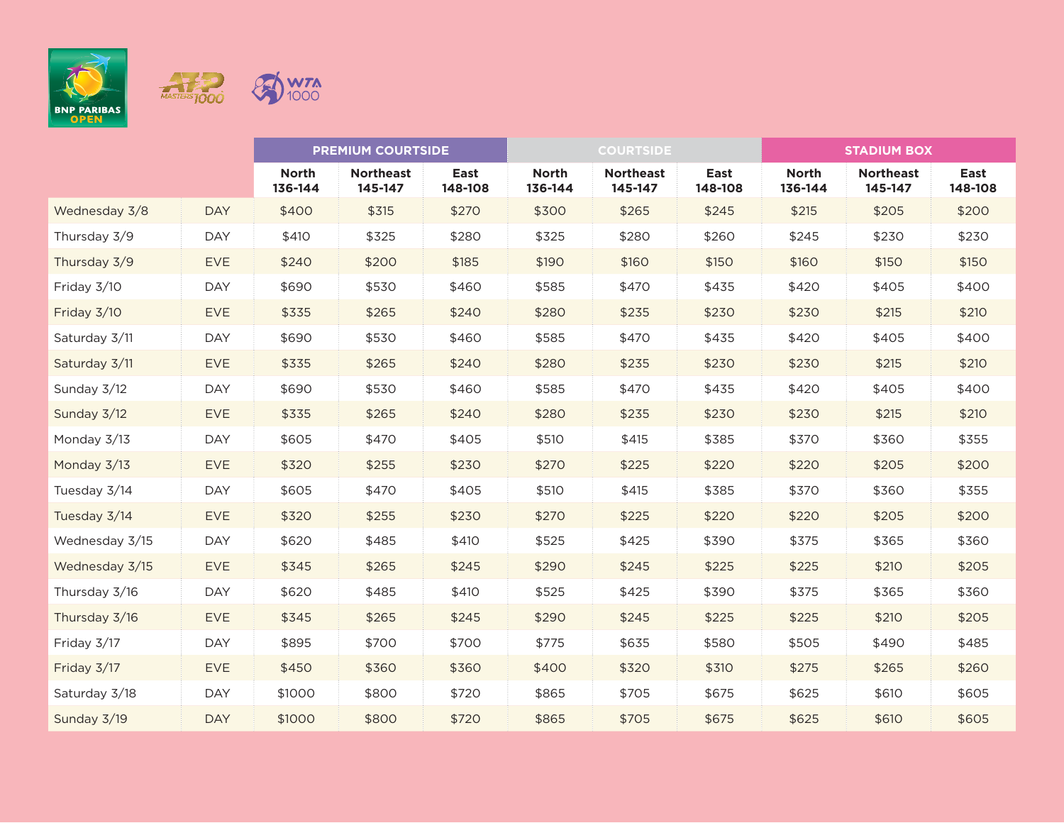| | | PREMIUM COURTSIDE | | | COURTSIDE | | | STADIUM BOX | | |
|---|---|---|---|---|---|---|---|---|---|---|
| | | North 136-144 | Northeast 145-147 | East 148-108 | North 136-144 | Northeast 145-147 | East 148-108 | North 136-144 | Northeast 145-147 | East 148-108 |
| Wednesday 3/8 | DAY | $400 | $315 | $270 | $300 | $265 | $245 | $215 | $205 | $200 |
| Thursday 3/9 | DAY | $410 | $325 | $280 | $325 | $280 | $260 | $245 | $230 | $230 |
| Thursday 3/9 | EVE | $240 | $200 | $185 | $190 | $160 | $150 | $160 | $150 | $150 |
| Friday 3/10 | DAY | $690 | $530 | $460 | $585 | $470 | $435 | $420 | $405 | $400 |
| Friday 3/10 | EVE | $335 | $265 | $240 | $280 | $235 | $230 | $230 | $215 | $210 |
| Saturday 3/11 | DAY | $690 | $530 | $460 | $585 | $470 | $435 | $420 | $405 | $400 |
| Saturday 3/11 | EVE | $335 | $265 | $240 | $280 | $235 | $230 | $230 | $215 | $210 |
| Sunday 3/12 | DAY | $690 | $530 | $460 | $585 | $470 | $435 | $420 | $405 | $400 |
| Sunday 3/12 | EVE | $335 | $265 | $240 | $280 | $235 | $230 | $230 | $215 | $210 |
| Monday 3/13 | DAY | $605 | $470 | $405 | $510 | $415 | $385 | $370 | $360 | $355 |
| Monday 3/13 | EVE | $320 | $255 | $230 | $270 | $225 | $220 | $220 | $205 | $200 |
| Tuesday 3/14 | DAY | $605 | $470 | $405 | $510 | $415 | $385 | $370 | $360 | $355 |
| Tuesday 3/14 | EVE | $320 | $255 | $230 | $270 | $225 | $220 | $220 | $205 | $200 |
| Wednesday 3/15 | DAY | $620 | $485 | $410 | $525 | $425 | $390 | $375 | $365 | $360 |
| Wednesday 3/15 | EVE | $345 | $265 | $245 | $290 | $245 | $225 | $225 | $210 | $205 |
| Thursday 3/16 | DAY | $620 | $485 | $410 | $525 | $425 | $390 | $375 | $365 | $360 |
| Thursday 3/16 | EVE | $345 | $265 | $245 | $290 | $245 | $225 | $225 | $210 | $205 |
| Friday 3/17 | DAY | $895 | $700 | $700 | $775 | $635 | $580 | $505 | $490 | $485 |
| Friday 3/17 | EVE | $450 | $360 | $360 | $400 | $320 | $310 | $275 | $265 | $260 |
| Saturday 3/18 | DAY | $1000 | $800 | $720 | $865 | $705 | $675 | $625 | $610 | $605 |
| Sunday 3/19 | DAY | $1000 | $800 | $720 | $865 | $705 | $675 | $625 | $610 | $605 |